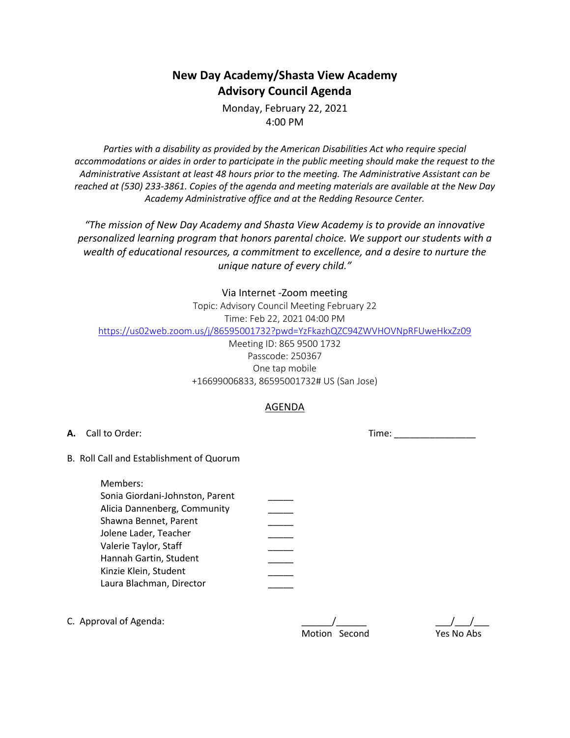# New Day Academy/Shasta View Academy
## Advisory Council Agenda

Monday, February 22, 2021
4:00 PM

*Parties with a disability as provided by the American Disabilities Act who require special accommodations or aides in order to participate in the public meeting should make the request to the Administrative Assistant at least 48 hours prior to the meeting. The Administrative Assistant can be reached at (530) 233-3861. Copies of the agenda and meeting materials are available at the New Day Academy Administrative office and at the Redding Resource Center.*

*"The mission of New Day Academy and Shasta View Academy is to provide an innovative personalized learning program that honors parental choice. We support our students with a wealth of educational resources, a commitment to excellence, and a desire to nurture the unique nature of every child."*

Via Internet -Zoom meeting
Topic: Advisory Council Meeting February 22
Time: Feb 22, 2021 04:00 PM
https://us02web.zoom.us/j/86595001732?pwd=YzFkazhQZC94ZWVHOVNpRFUweHkxZz09
Meeting ID: 865 9500 1732
Passcode: 250367
One tap mobile
+16699006833, 86595001732# US (San Jose)

<u>AGENDA</u>

**A.** Call to Order: Time: ________________

B. Roll Call and Establishment of Quorum

Members:
Sonia Giordani-Johnston, Parent _____
Alicia Dannenberg, Community _____
Shawna Bennet, Parent _____
Jolene Lader, Teacher _____
Valerie Taylor, Staff _____
Hannah Gartin, Student _____
Kinzie Klein, Student _____
Laura Blachman, Director _____

C. Approval of Agenda: ______/______ Motion Second ___/___/___ Yes No Abs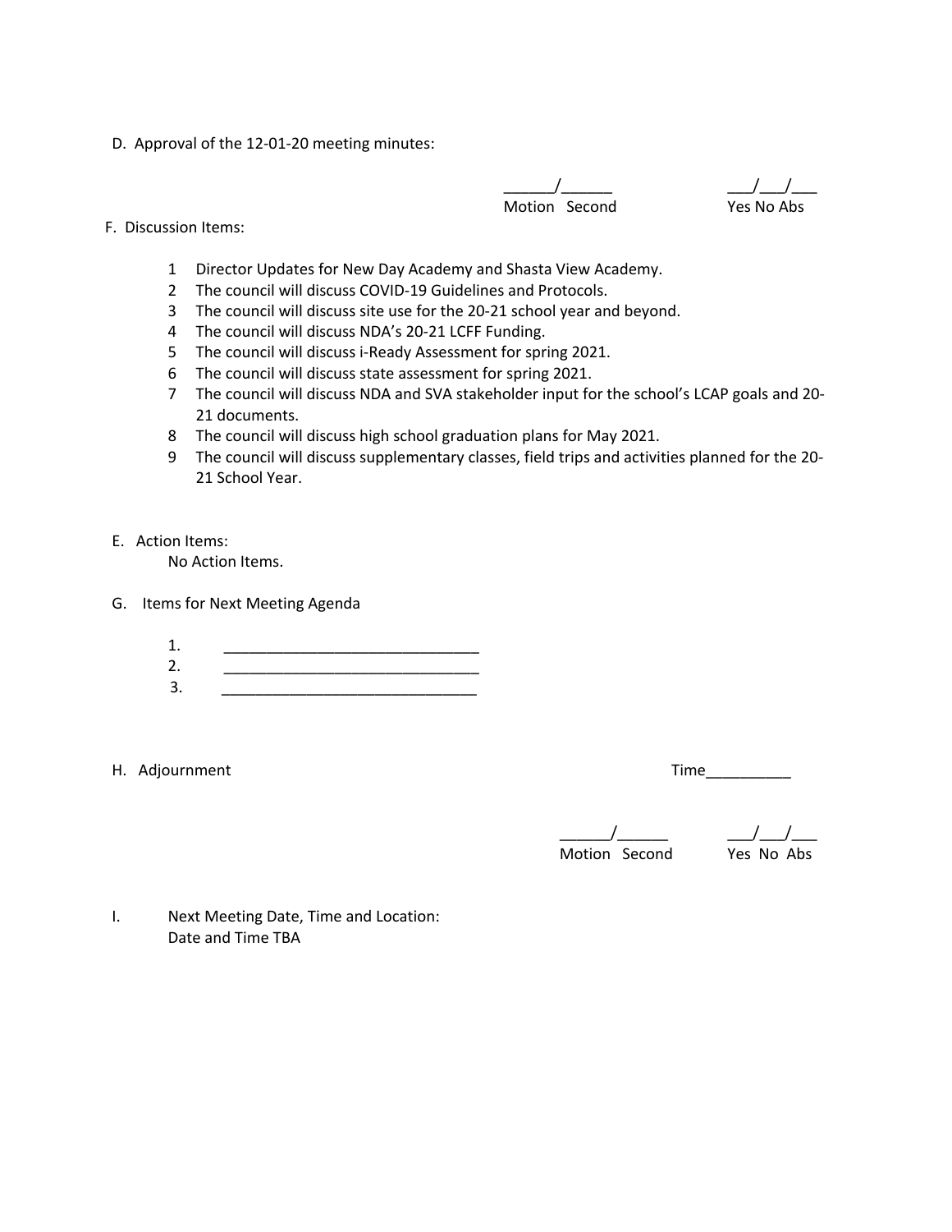D. Approval of the 12-01-20 meeting minutes:

______/______ ___/___/___
Motion Second Yes No Abs

F. Discussion Items:

1 Director Updates for New Day Academy and Shasta View Academy.
2 The council will discuss COVID-19 Guidelines and Protocols.
3 The council will discuss site use for the 20-21 school year and beyond.
4 The council will discuss NDA's 20-21 LCFF Funding.
5 The council will discuss i-Ready Assessment for spring 2021.
6 The council will discuss state assessment for spring 2021.
7 The council will discuss NDA and SVA stakeholder input for the school's LCAP goals and 20-21 documents.
8 The council will discuss high school graduation plans for May 2021.
9 The council will discuss supplementary classes, field trips and activities planned for the 20-21 School Year.

E. Action Items:
No Action Items.

G. Items for Next Meeting Agenda

1. ______________________________
2. ______________________________
3. ______________________________

H. Adjournment Time__________

______/______ ___/___/___
Motion Second Yes No Abs

I. Next Meeting Date, Time and Location:
Date and Time TBA